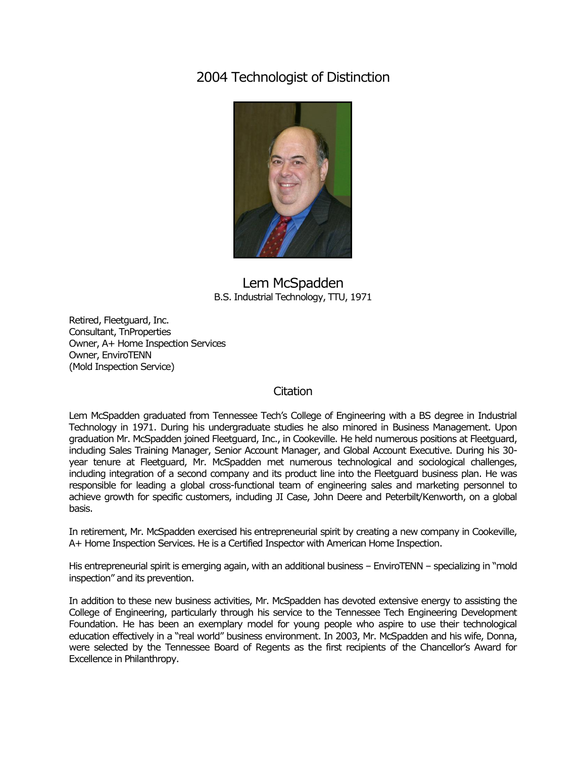# 2004 Technologist of Distinction

## Lem McSpadden

B.S. Industrial Technology, TTU, 1971

Retired, Fleetguard, Inc.
Consultant, TnProperties
Owner, A+ Home Inspection Services
Owner, EnviroTENN
(Mold Inspection Service)

### Citation

Lem McSpadden graduated from Tennessee Tech's College of Engineering with a BS degree in Industrial Technology in 1971. During his undergraduate studies he also minored in Business Management. Upon graduation Mr. McSpadden joined Fleetguard, Inc., in Cookeville. He held numerous positions at Fleetguard, including Sales Training Manager, Senior Account Manager, and Global Account Executive. During his 30-year tenure at Fleetguard, Mr. McSpadden met numerous technological and sociological challenges, including integration of a second company and its product line into the Fleetguard business plan. He was responsible for leading a global cross-functional team of engineering sales and marketing personnel to achieve growth for specific customers, including JI Case, John Deere and Peterbilt/Kenworth, on a global basis.

In retirement, Mr. McSpadden exercised his entrepreneurial spirit by creating a new company in Cookeville, A+ Home Inspection Services. He is a Certified Inspector with American Home Inspection.

His entrepreneurial spirit is emerging again, with an additional business – EnviroTENN – specializing in "mold inspection" and its prevention.

In addition to these new business activities, Mr. McSpadden has devoted extensive energy to assisting the College of Engineering, particularly through his service to the Tennessee Tech Engineering Development Foundation. He has been an exemplary model for young people who aspire to use their technological education effectively in a "real world" business environment. In 2003, Mr. McSpadden and his wife, Donna, were selected by the Tennessee Board of Regents as the first recipients of the Chancellor's Award for Excellence in Philanthropy.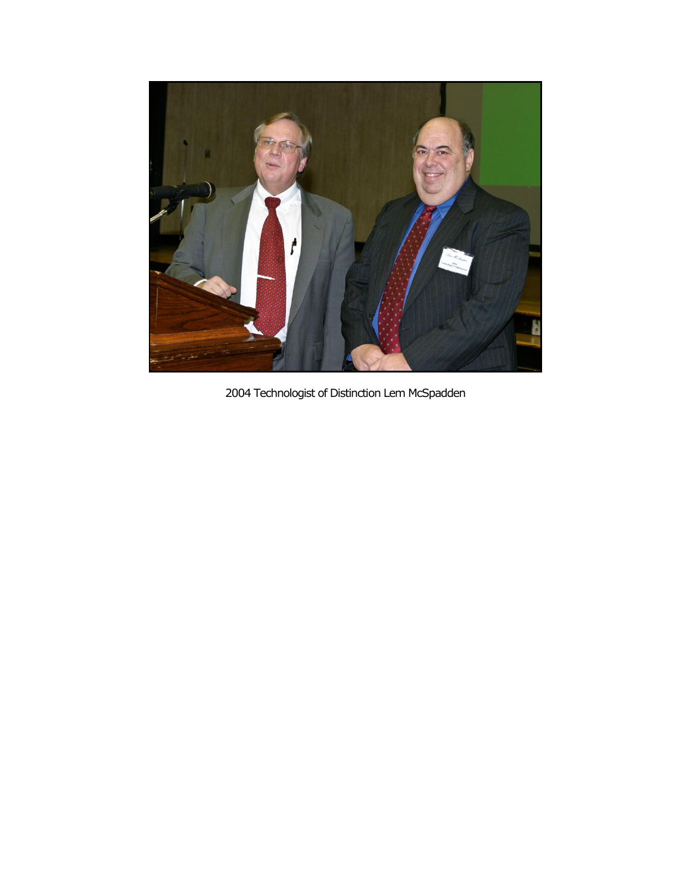2004 Technologist of Distinction Lem McSpadden